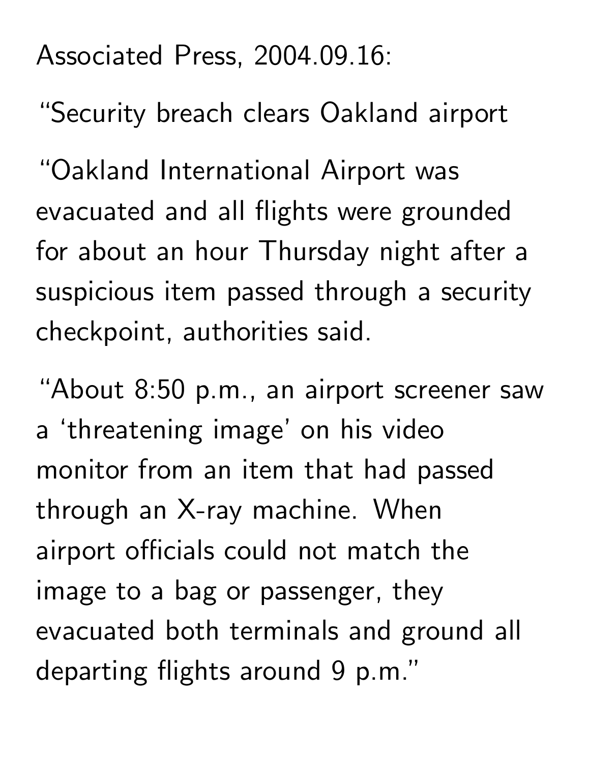Associated Press, 2004.09.16:

“Security breach clears Oakland airport

“Oakland International Airport was evacuated and all flights were grounded for about an hour Thursday night after a suspicious item passed through a security checkpoint, authorities said.

“About 8:50 p.m., an airport screener saw a ‘threatening image’ on his video monitor from an item that had passed through an X-ray machine. When airport officials could not match the image to a bag or passenger, they evacuated both terminals and ground all departing flights around 9 p.m.”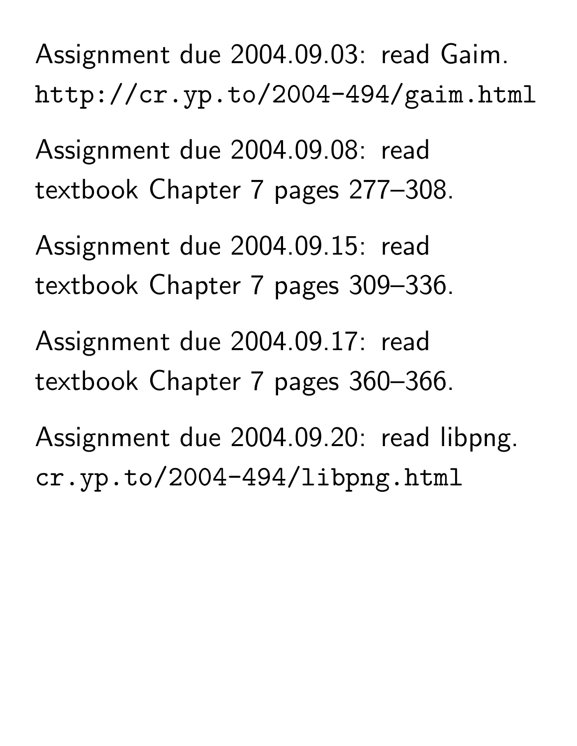Assignment due 2004.09.03: read Gaim.
`http://cr.yp.to/2004-494/gaim.html`

Assignment due 2004.09.08: read
textbook Chapter 7 pages 277–308.

Assignment due 2004.09.15: read
textbook Chapter 7 pages 309–336.

Assignment due 2004.09.17: read
textbook Chapter 7 pages 360–366.

Assignment due 2004.09.20: read libpng.
`cr.yp.to/2004-494/libpng.html`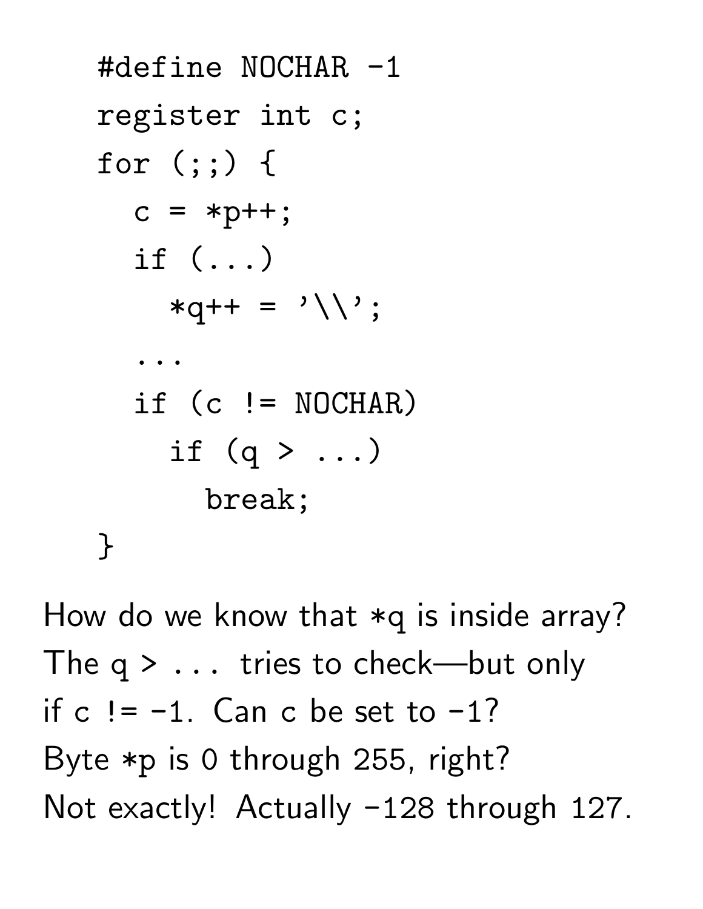```
#define NOCHAR -1
register int c;
for (;;) {
  c = *p++;
  if (...)
    *q++ = '\\';
  ...
  if (c != NOCHAR)
    if (q > ...)
      break;
}
```

How do we know that *q is inside array?
The `q > ...` tries to check—but only if `c != -1`. Can c be set to −1?
Byte *p is 0 through 255, right?
Not exactly! Actually −128 through 127.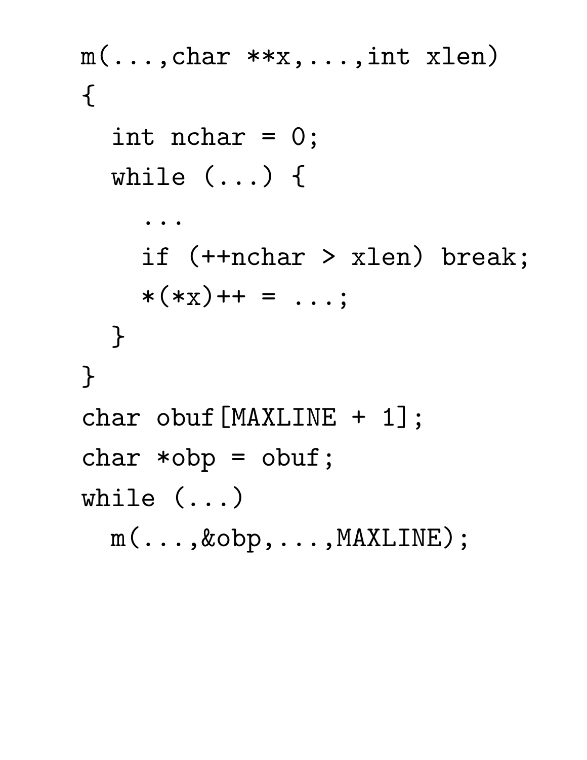```
m(...,char **x,...,int xlen)
{
  int nchar = 0;
  while (...) {
    ...
    if (++nchar > xlen) break;
    *(*x)++ = ...;
  }
}
char obuf[MAXLINE + 1];
char *obp = obuf;
while (...)
  m(...,&obp,...,MAXLINE);
```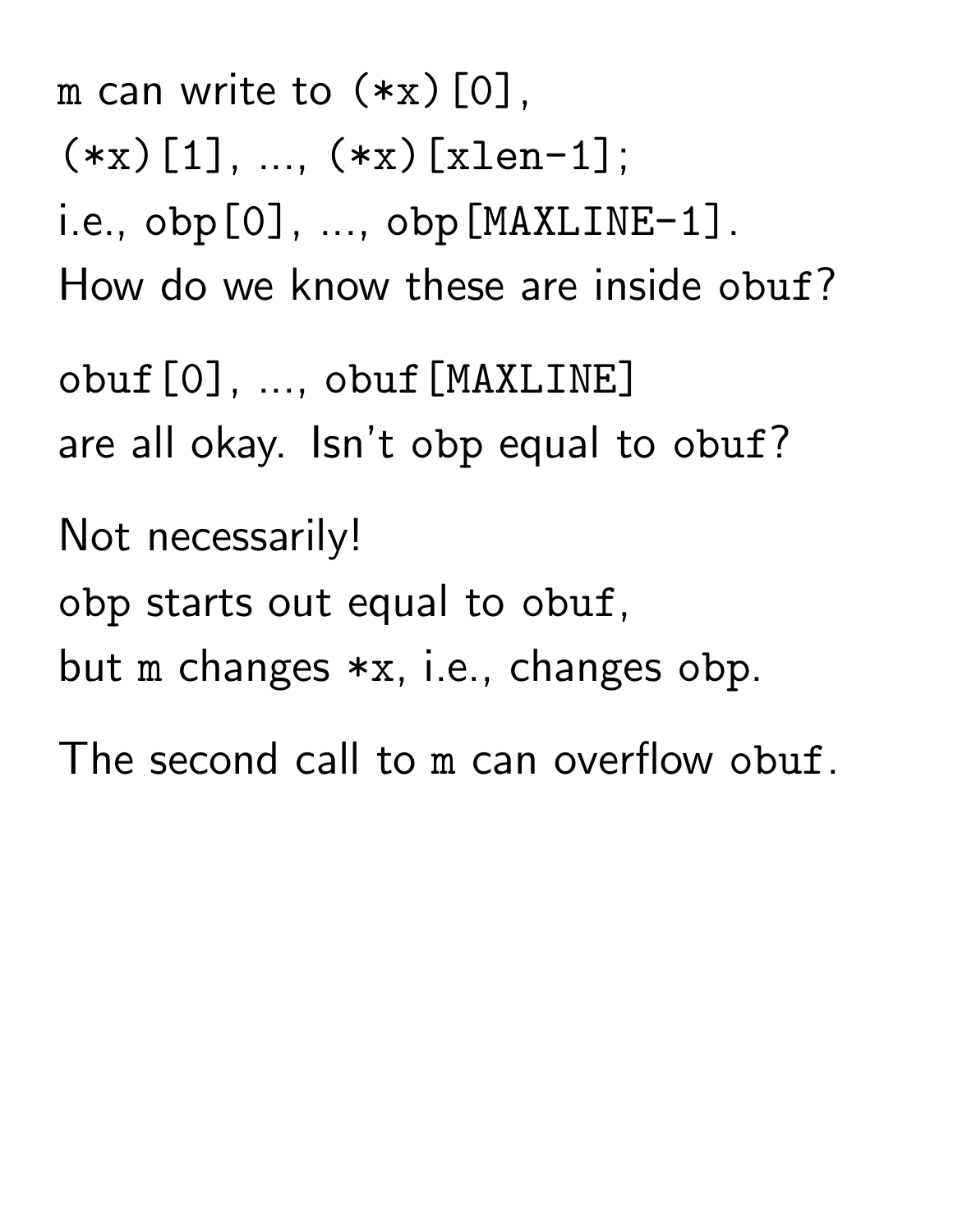m can write to (*x)[0],
(*x)[1], ..., (*x)[xlen-1];
i.e., obp[0], ..., obp[MAXLINE-1].
How do we know these are inside obuf?

obuf[0], ..., obuf[MAXLINE]
are all okay. Isn't obp equal to obuf?

Not necessarily!
obp starts out equal to obuf,
but m changes *x, i.e., changes obp.

The second call to m can overflow obuf.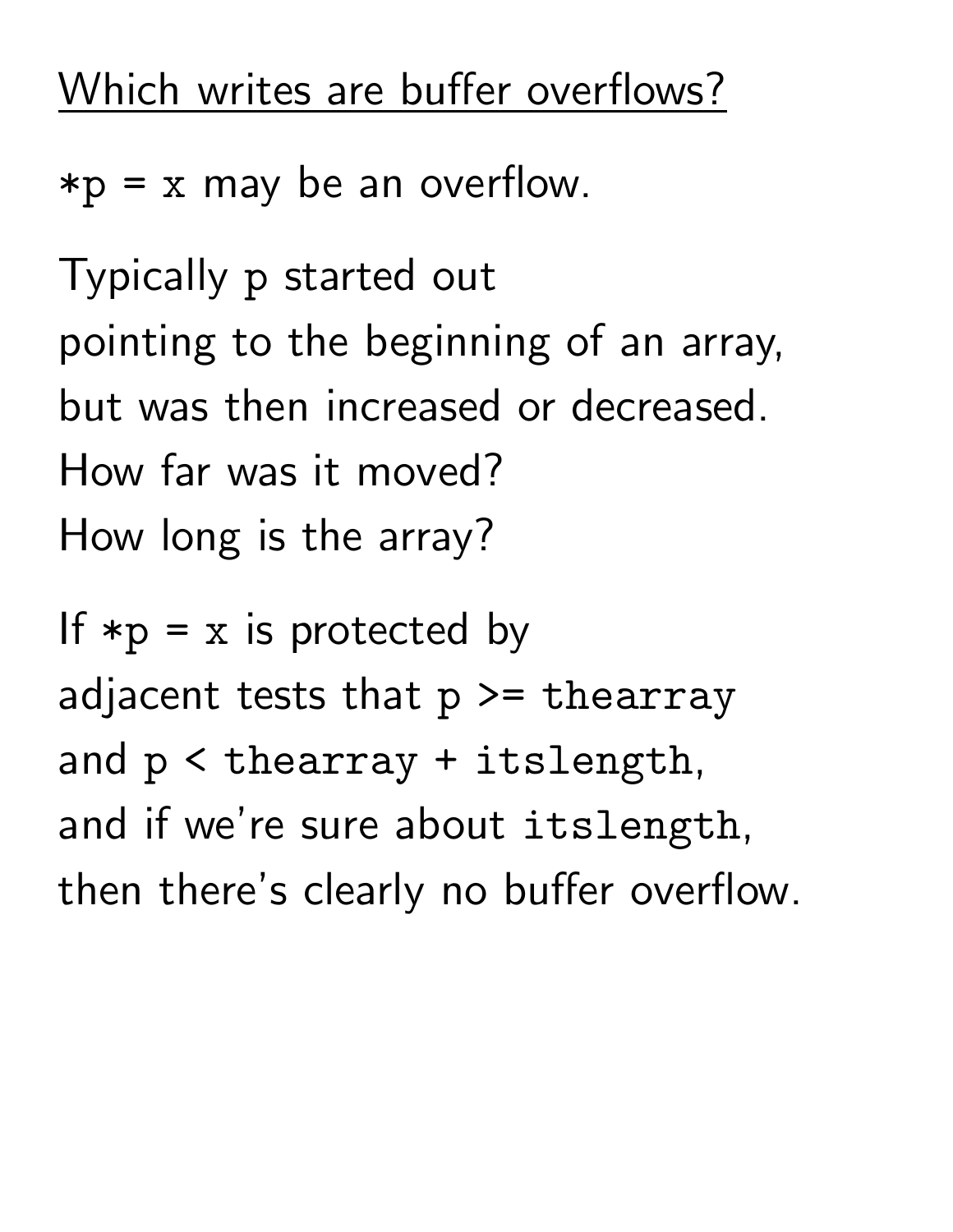## Which writes are buffer overflows?

`*p = x` may be an overflow.

Typically `p` started out
pointing to the beginning of an array,
but was then increased or decreased.
How far was it moved?
How long is the array?

If `*p = x` is protected by
adjacent tests that `p >= thearray`
and `p < thearray + itslength`,
and if we're sure about `itslength`,
then there's clearly no buffer overflow.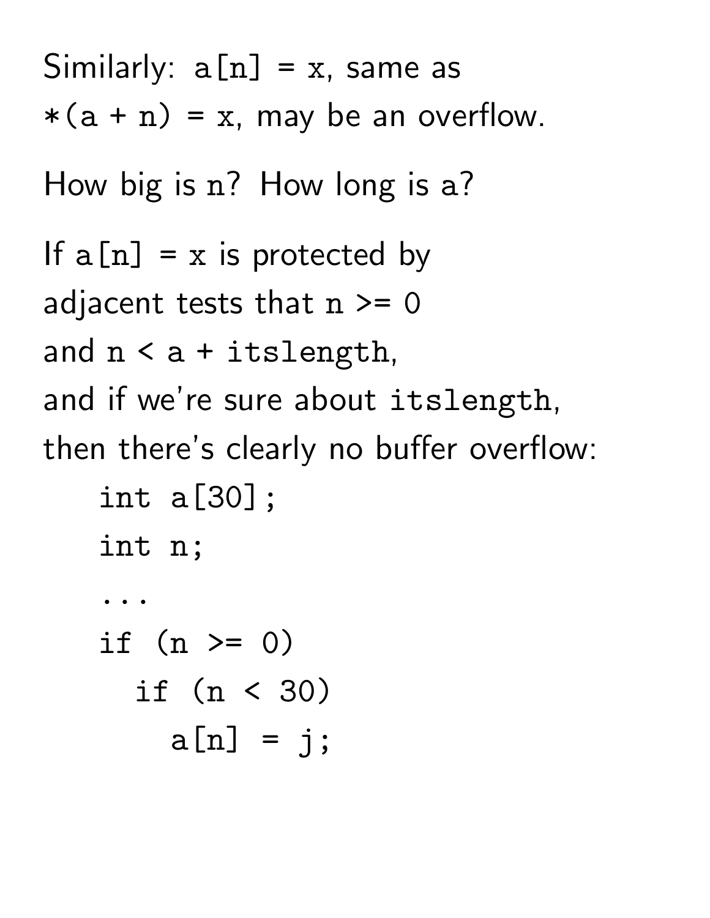Similarly: `a[n] = x`, same as
`*(a + n) = x`, may be an overflow.

How big is `n`? How long is `a`?

If `a[n] = x` is protected by
adjacent tests that `n >= 0`
and `n < a + itslength`,
and if we're sure about `itslength`,
then there's clearly no buffer overflow:

```
int a[30];
int n;
...
if (n >= 0)
  if (n < 30)
    a[n] = j;
```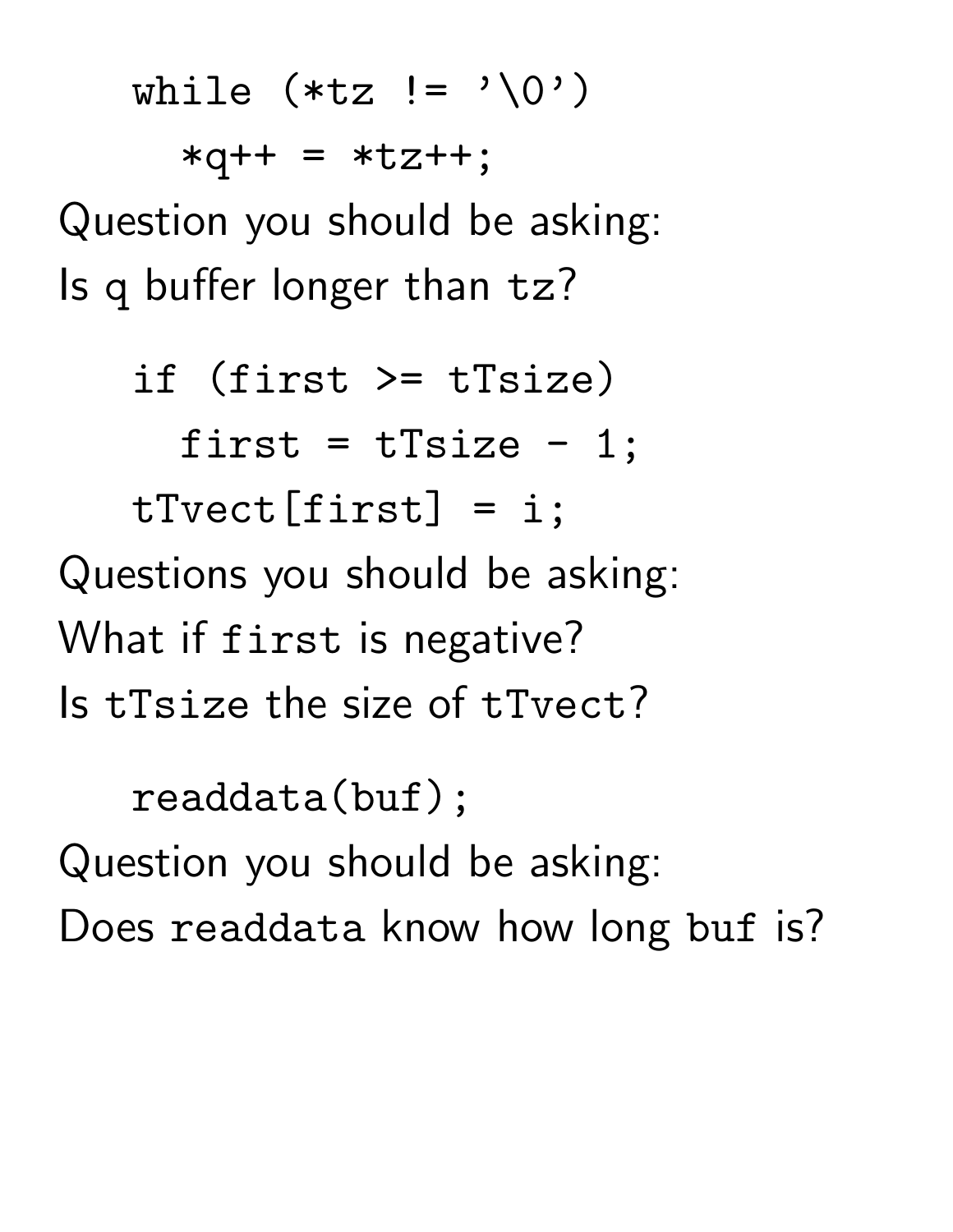```
while (*tz != '\0')
  *q++ = *tz++;
```

Question you should be asking:
Is q buffer longer than tz?

```
if (first >= tTsize)
  first = tTsize - 1;
tTvect[first] = i;
```

Questions you should be asking:
What if `first` is negative?
Is `tTsize` the size of `tTvect`?

```
readdata(buf);
```

Question you should be asking:
Does `readdata` know how long `buf` is?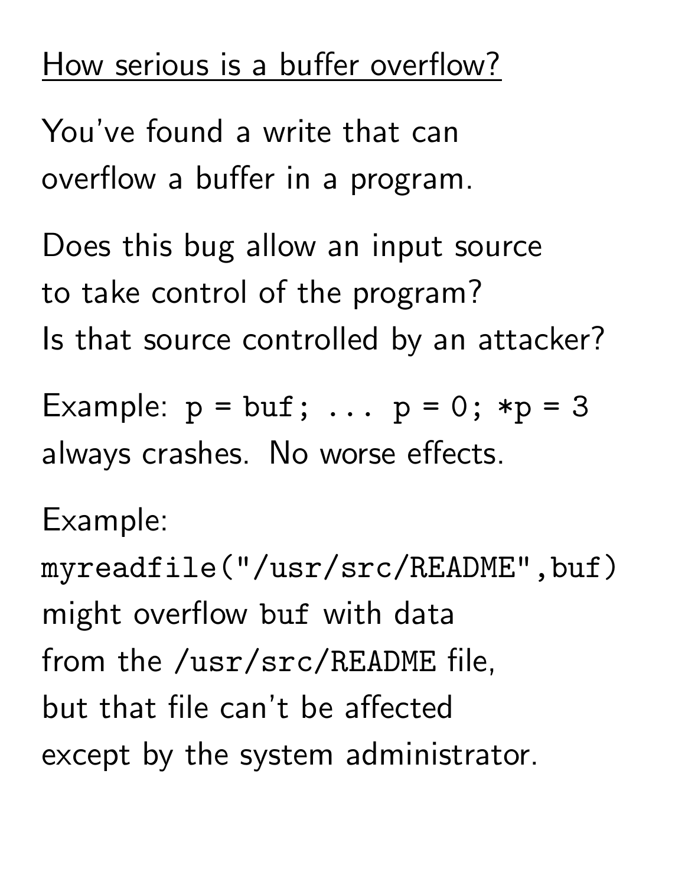## How serious is a buffer overflow?

You've found a write that can overflow a buffer in a program.

Does this bug allow an input source to take control of the program? Is that source controlled by an attacker?

Example: `p = buf; ... p = 0; *p = 3` always crashes. No worse effects.

Example:
`myreadfile("/usr/src/README",buf)` might overflow `buf` with data from the `/usr/src/README` file, but that file can't be affected except by the system administrator.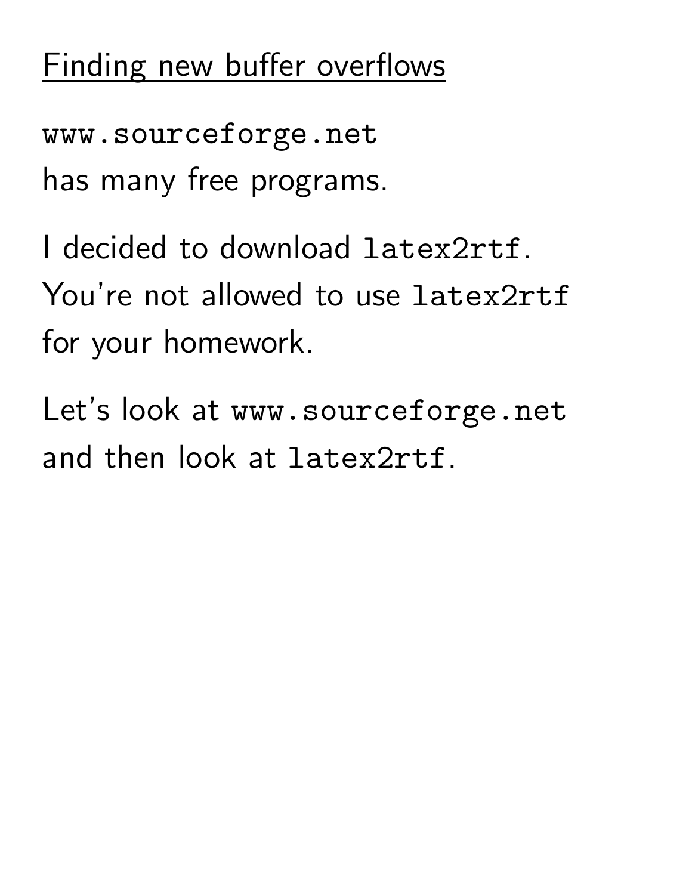## Finding new buffer overflows

`www.sourceforge.net`
has many free programs.

I decided to download `latex2rtf`.
You're not allowed to use `latex2rtf`
for your homework.

Let's look at `www.sourceforge.net`
and then look at `latex2rtf`.